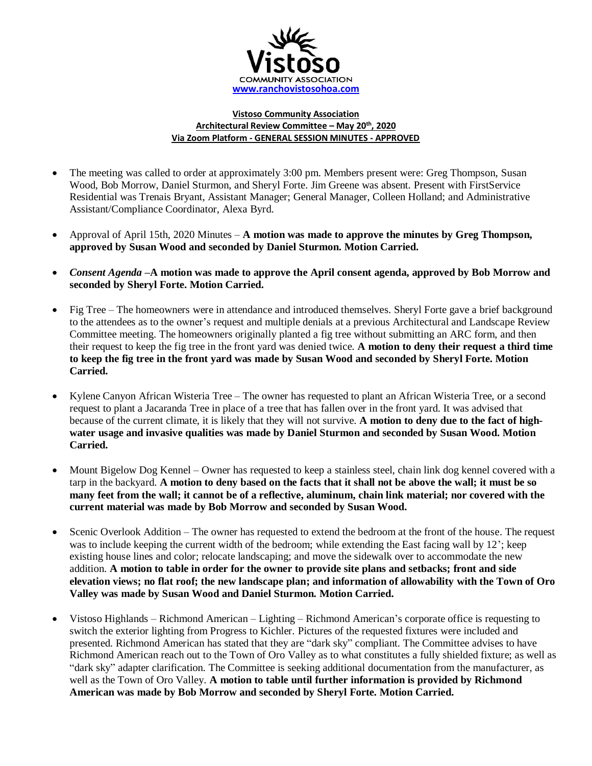Vistoso

COMMUNITY ASSOCIATION

www.ranchovistosohoa.com

**Vistoso Community Association**
**Architectural Review Committee – May 20th, 2020**
**Via Zoom Platform - GENERAL SESSION MINUTES - APPROVED**

- The meeting was called to order at approximately 3:00 pm. Members present were: Greg Thompson, Susan Wood, Bob Morrow, Daniel Sturmon, and Sheryl Forte. Jim Greene was absent. Present with FirstService Residential was Trenais Bryant, Assistant Manager; General Manager, Colleen Holland; and Administrative Assistant/Compliance Coordinator, Alexa Byrd.

- Approval of April 15th, 2020 Minutes – **A motion was made to approve the minutes by Greg Thompson, approved by Susan Wood and seconded by Daniel Sturmon. Motion Carried.**

- ***Consent Agenda* –A motion was made to approve the April consent agenda, approved by Bob Morrow and seconded by Sheryl Forte. Motion Carried.**

- Fig Tree – The homeowners were in attendance and introduced themselves. Sheryl Forte gave a brief background to the attendees as to the owner's request and multiple denials at a previous Architectural and Landscape Review Committee meeting. The homeowners originally planted a fig tree without submitting an ARC form, and then their request to keep the fig tree in the front yard was denied twice. **A motion to deny their request a third time to keep the fig tree in the front yard was made by Susan Wood and seconded by Sheryl Forte. Motion Carried.**

- Kylene Canyon African Wisteria Tree – The owner has requested to plant an African Wisteria Tree, or a second request to plant a Jacaranda Tree in place of a tree that has fallen over in the front yard. It was advised that because of the current climate, it is likely that they will not survive. **A motion to deny due to the fact of high-water usage and invasive qualities was made by Daniel Sturmon and seconded by Susan Wood. Motion Carried.**

- Mount Bigelow Dog Kennel – Owner has requested to keep a stainless steel, chain link dog kennel covered with a tarp in the backyard. **A motion to deny based on the facts that it shall not be above the wall; it must be so many feet from the wall; it cannot be of a reflective, aluminum, chain link material; nor covered with the current material was made by Bob Morrow and seconded by Susan Wood.**

- Scenic Overlook Addition – The owner has requested to extend the bedroom at the front of the house. The request was to include keeping the current width of the bedroom; while extending the East facing wall by 12'; keep existing house lines and color; relocate landscaping; and move the sidewalk over to accommodate the new addition. **A motion to table in order for the owner to provide site plans and setbacks; front and side elevation views; no flat roof; the new landscape plan; and information of allowability with the Town of Oro Valley was made by Susan Wood and Daniel Sturmon. Motion Carried.**

- Vistoso Highlands – Richmond American – Lighting – Richmond American's corporate office is requesting to switch the exterior lighting from Progress to Kichler. Pictures of the requested fixtures were included and presented. Richmond American has stated that they are "dark sky" compliant. The Committee advises to have Richmond American reach out to the Town of Oro Valley as to what constitutes a fully shielded fixture; as well as "dark sky" adapter clarification. The Committee is seeking additional documentation from the manufacturer, as well as the Town of Oro Valley. **A motion to table until further information is provided by Richmond American was made by Bob Morrow and seconded by Sheryl Forte. Motion Carried.**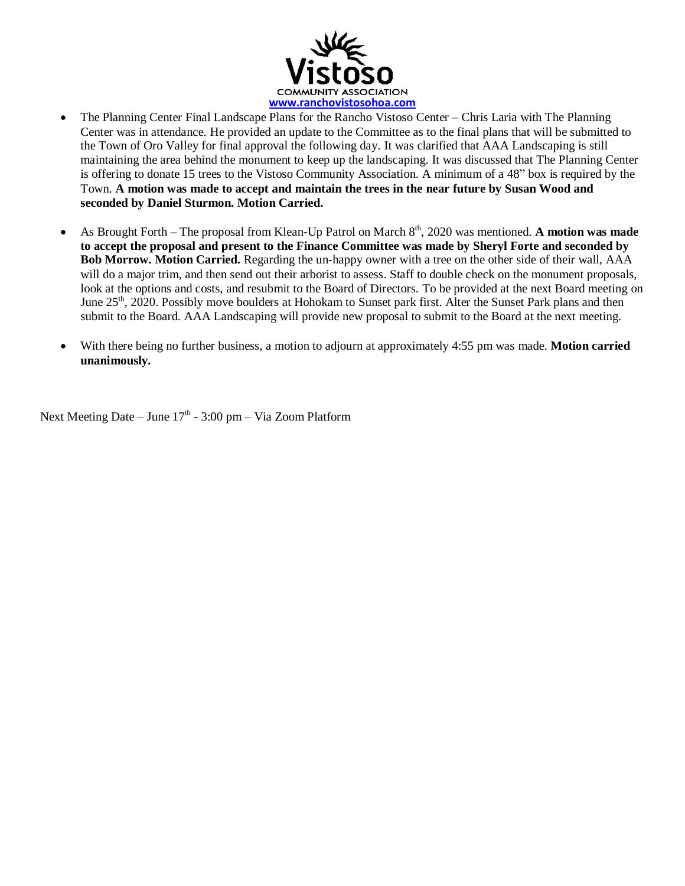- The Planning Center Final Landscape Plans for the Rancho Vistoso Center – Chris Laria with The Planning Center was in attendance. He provided an update to the Committee as to the final plans that will be submitted to the Town of Oro Valley for final approval the following day. It was clarified that AAA Landscaping is still maintaining the area behind the monument to keep up the landscaping. It was discussed that The Planning Center is offering to donate 15 trees to the Vistoso Community Association. A minimum of a 48" box is required by the Town. **A motion was made to accept and maintain the trees in the near future by Susan Wood and seconded by Daniel Sturmon. Motion Carried.**

- As Brought Forth – The proposal from Klean-Up Patrol on March 8th, 2020 was mentioned. **A motion was made to accept the proposal and present to the Finance Committee was made by Sheryl Forte and seconded by Bob Morrow. Motion Carried.** Regarding the un-happy owner with a tree on the other side of their wall, AAA will do a major trim, and then send out their arborist to assess. Staff to double check on the monument proposals, look at the options and costs, and resubmit to the Board of Directors. To be provided at the next Board meeting on June 25th, 2020. Possibly move boulders at Hohokam to Sunset park first. Alter the Sunset Park plans and then submit to the Board. AAA Landscaping will provide new proposal to submit to the Board at the next meeting.

- With there being no further business, a motion to adjourn at approximately 4:55 pm was made. **Motion carried unanimously.**

Next Meeting Date – June 17th - 3:00 pm – Via Zoom Platform